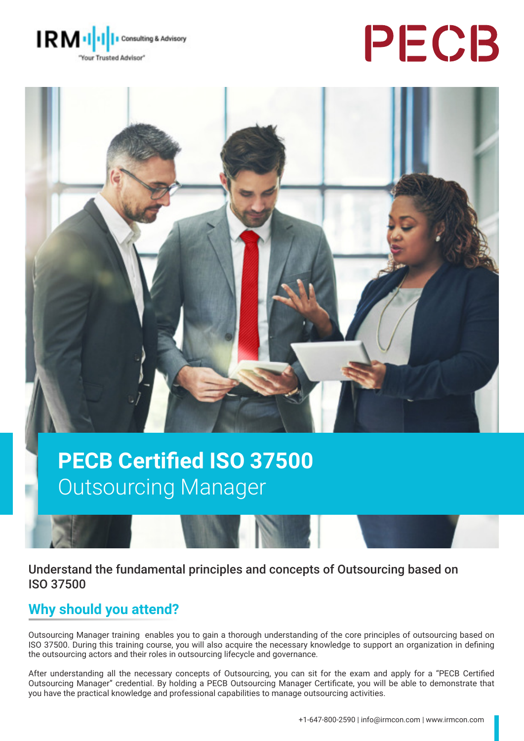IRM Consulting & Advisory "Your Trusted Advisor"

PECB

# PECB Certified ISO 37500 Outsourcing Manager

Understand the fundamental principles and concepts of Outsourcing based on ISO 37500

## Why should you attend?

Outsourcing Manager training enables you to gain a thorough understanding of the core principles of outsourcing based on ISO 37500. During this training course, you will also acquire the necessary knowledge to support an organization in defining the outsourcing actors and their roles in outsourcing lifecycle and governance.

After understanding all the necessary concepts of Outsourcing, you can sit for the exam and apply for a "PECB Certified Outsourcing Manager" credential. By holding a PECB Outsourcing Manager Certificate, you will be able to demonstrate that you have the practical knowledge and professional capabilities to manage outsourcing activities.

+1-647-800-2590 | info@irmcon.com | www.irmcon.com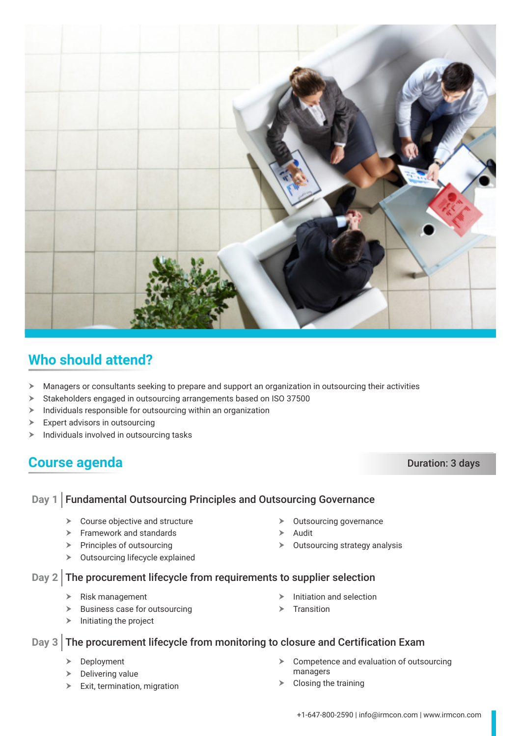## Who should attend?

- Managers or consultants seeking to prepare and support an organization in outsourcing their activities
- Stakeholders engaged in outsourcing arrangements based on ISO 37500
- Individuals responsible for outsourcing within an organization
- Expert advisors in outsourcing
- Individuals involved in outsourcing tasks

## Course agenda

**Duration: 3 days**

### Day 1 | Fundamental Outsourcing Principles and Outsourcing Governance

- Course objective and structure
- Framework and standards
- Principles of outsourcing
- Outsourcing lifecycle explained
- Outsourcing governance
- Audit
- Outsourcing strategy analysis

### Day 2 | The procurement lifecycle from requirements to supplier selection

- Risk management
- Business case for outsourcing
- Initiating the project
- Initiation and selection
- Transition

### Day 3 | The procurement lifecycle from monitoring to closure and Certification Exam

- Deployment
- Delivering value
- Exit, termination, migration
- Competence and evaluation of outsourcing managers
- Closing the training

+1-647-800-2590 | info@irmcon.com | www.irmcon.com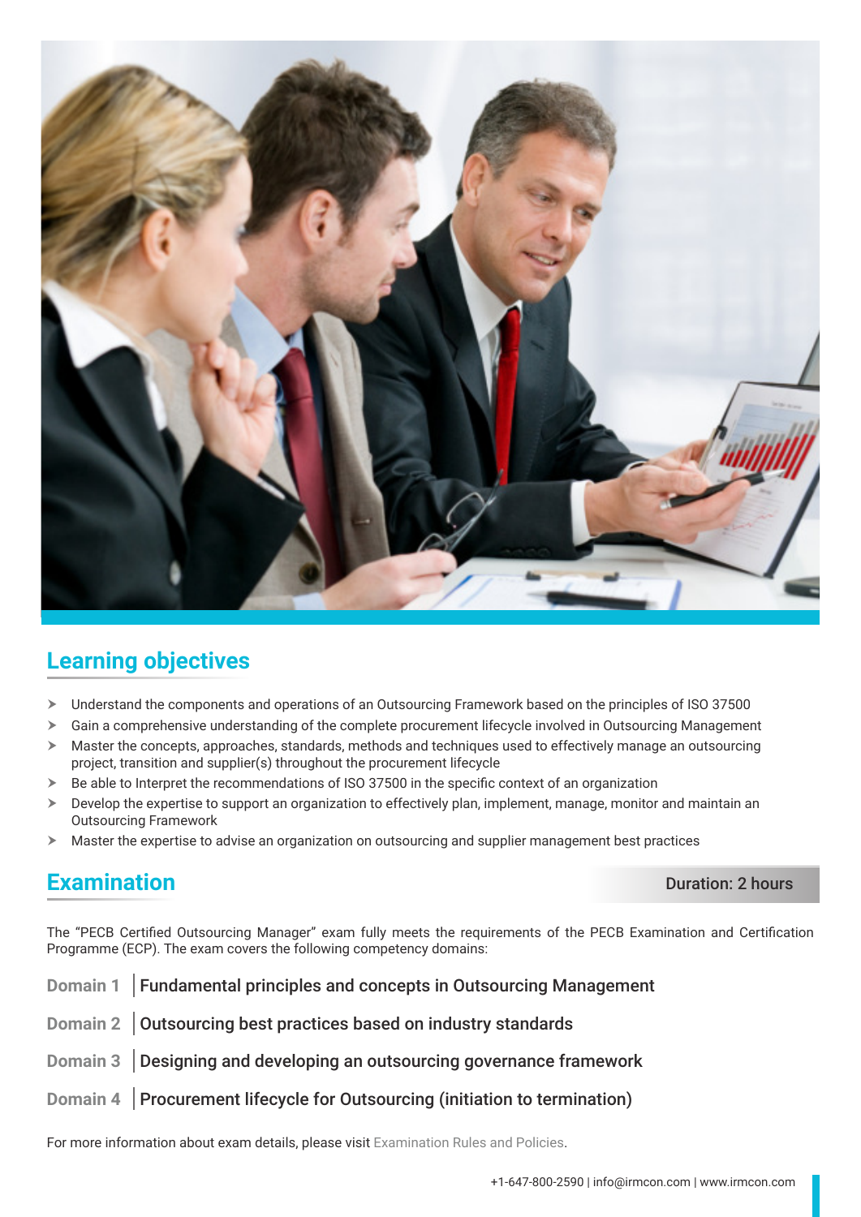## Learning objectives

- Understand the components and operations of an Outsourcing Framework based on the principles of ISO 37500
- Gain a comprehensive understanding of the complete procurement lifecycle involved in Outsourcing Management
- Master the concepts, approaches, standards, methods and techniques used to effectively manage an outsourcing project, transition and supplier(s) throughout the procurement lifecycle
- Be able to Interpret the recommendations of ISO 37500 in the specific context of an organization
- Develop the expertise to support an organization to effectively plan, implement, manage, monitor and maintain an Outsourcing Framework
- Master the expertise to advise an organization on outsourcing and supplier management best practices

## Examination

**Duration: 2 hours**

The "PECB Certified Outsourcing Manager" exam fully meets the requirements of the PECB Examination and Certification Programme (ECP). The exam covers the following competency domains:

**Domain 1** | **Fundamental principles and concepts in Outsourcing Management**

**Domain 2** | **Outsourcing best practices based on industry standards**

**Domain 3** | **Designing and developing an outsourcing governance framework**

**Domain 4** | **Procurement lifecycle for Outsourcing (initiation to termination)**

For more information about exam details, please visit Examination Rules and Policies.

+1-647-800-2590 | info@irmcon.com | www.irmcon.com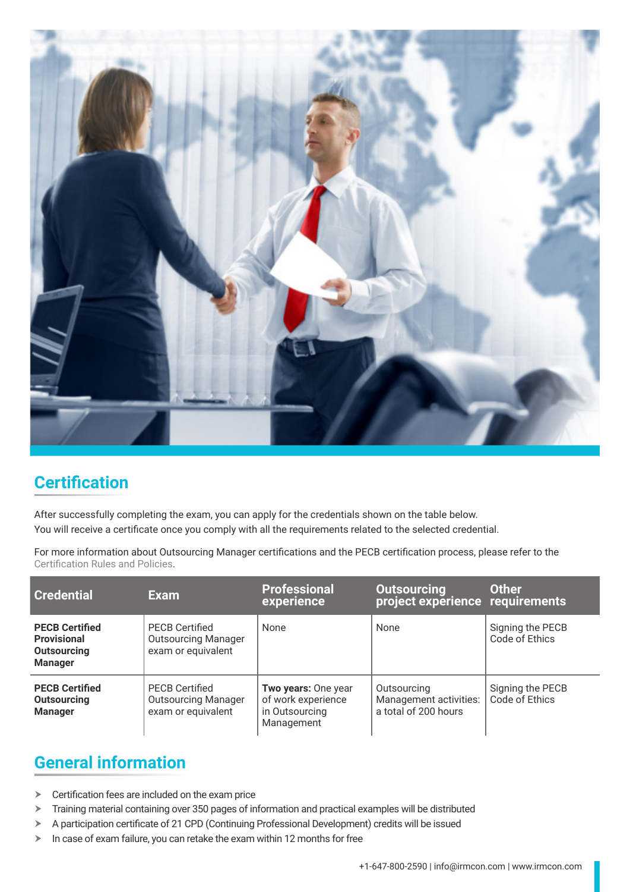## Certification

After successfully completing the exam, you can apply for the credentials shown on the table below.
You will receive a certificate once you comply with all the requirements related to the selected credential.

For more information about Outsourcing Manager certifications and the PECB certification process, please refer to the Certification Rules and Policies.

| Credential | Exam | Professional experience | Outsourcing project experience | Other requirements |
|---|---|---|---|---|
| **PECB Certified Provisional Outsourcing Manager** | PECB Certified Outsourcing Manager exam or equivalent | None | None | Signing the PECB Code of Ethics |
| **PECB Certified Outsourcing Manager** | PECB Certified Outsourcing Manager exam or equivalent | **Two years:** One year of work experience in Outsourcing Management | Outsourcing Management activities: a total of 200 hours | Signing the PECB Code of Ethics |

## General information

- Certification fees are included on the exam price
- Training material containing over 350 pages of information and practical examples will be distributed
- A participation certificate of 21 CPD (Continuing Professional Development) credits will be issued
- In case of exam failure, you can retake the exam within 12 months for free

+1-647-800-2590 | info@irmcon.com | www.irmcon.com